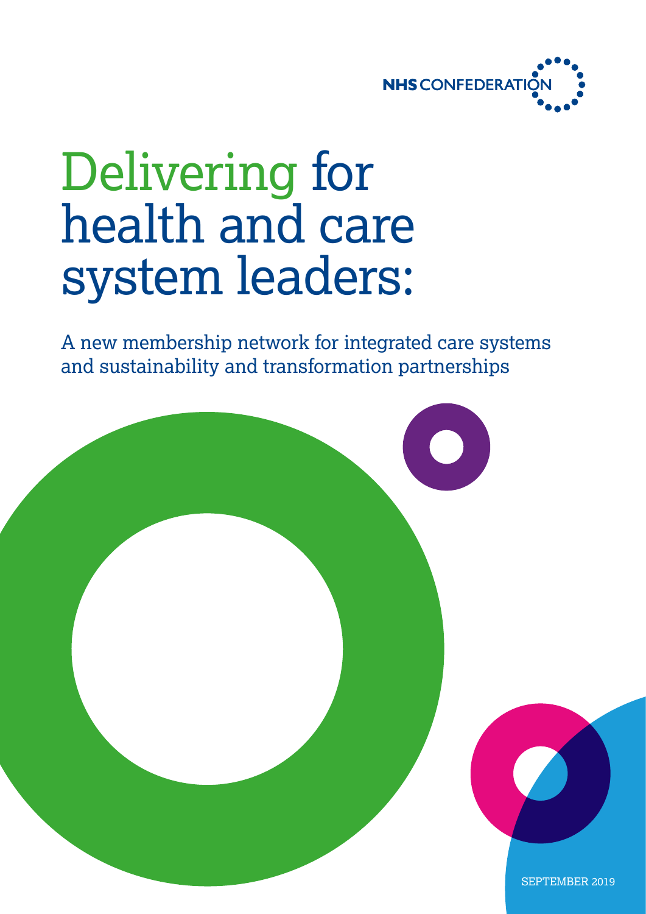NHS CONFEDERATION

# Delivering for health and care system leaders:

A new membership network for integrated care systems and sustainability and transformation partnerships

SEPTEMBER 2019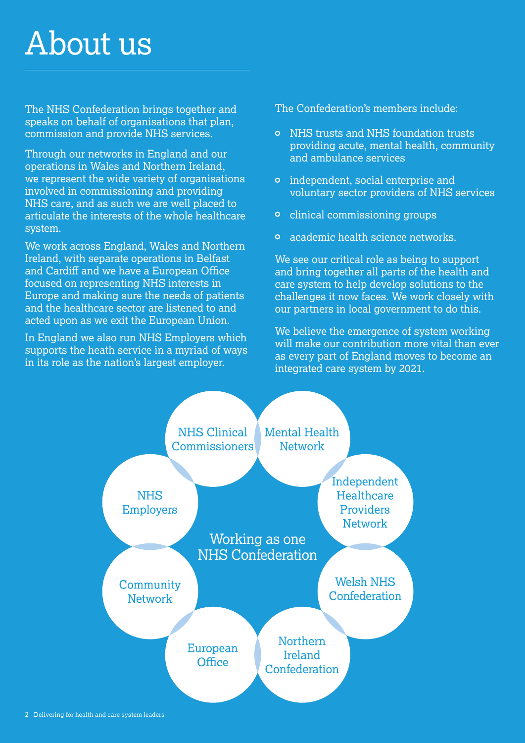# About us

The NHS Confederation brings together and speaks on behalf of organisations that plan, commission and provide NHS services.

Through our networks in England and our operations in Wales and Northern Ireland, we represent the wide variety of organisations involved in commissioning and providing NHS care, and as such we are well placed to articulate the interests of the whole healthcare system.

We work across England, Wales and Northern Ireland, with separate operations in Belfast and Cardiff and we have a European Office focused on representing NHS interests in Europe and making sure the needs of patients and the healthcare sector are listened to and acted upon as we exit the European Union.

In England we also run NHS Employers which supports the heath service in a myriad of ways in its role as the nation's largest employer.

The Confederation's members include:

- NHS trusts and NHS foundation trusts providing acute, mental health, community and ambulance services
- independent, social enterprise and voluntary sector providers of NHS services
- clinical commissioning groups
- academic health science networks.

We see our critical role as being to support and bring together all parts of the health and care system to help develop solutions to the challenges it now faces. We work closely with our partners in local government to do this.

We believe the emergence of system working will make our contribution more vital than ever as every part of England moves to become an integrated care system by 2021.

Working as one NHS Confederation

- NHS Clinical Commissioners
- Mental Health Network
- Independent Healthcare Providers Network
- Welsh NHS Confederation
- Northern Ireland Confederation
- European Office
- Community Network
- NHS Employers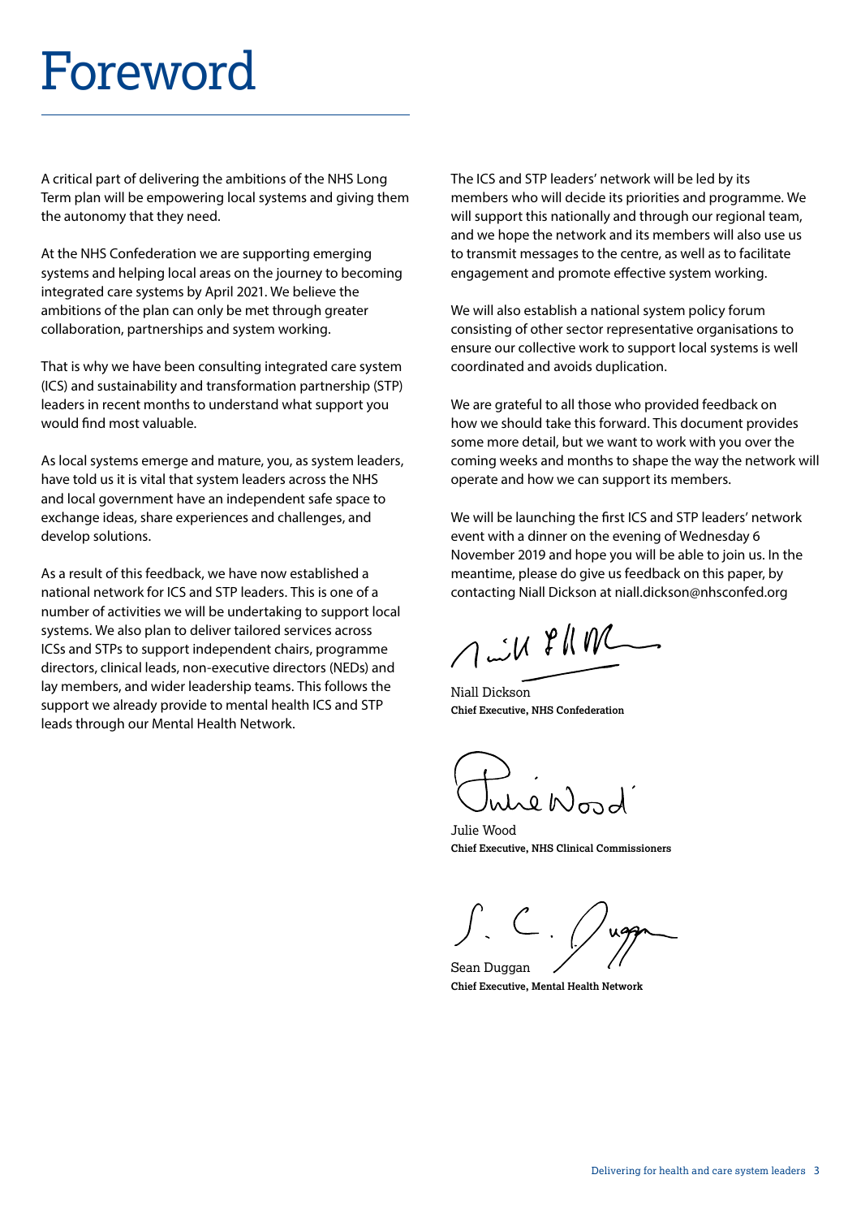# Foreword

A critical part of delivering the ambitions of the NHS Long Term plan will be empowering local systems and giving them the autonomy that they need.

At the NHS Confederation we are supporting emerging systems and helping local areas on the journey to becoming integrated care systems by April 2021. We believe the ambitions of the plan can only be met through greater collaboration, partnerships and system working.

That is why we have been consulting integrated care system (ICS) and sustainability and transformation partnership (STP) leaders in recent months to understand what support you would find most valuable.

As local systems emerge and mature, you, as system leaders, have told us it is vital that system leaders across the NHS and local government have an independent safe space to exchange ideas, share experiences and challenges, and develop solutions.

As a result of this feedback, we have now established a national network for ICS and STP leaders. This is one of a number of activities we will be undertaking to support local systems. We also plan to deliver tailored services across ICSs and STPs to support independent chairs, programme directors, clinical leads, non-executive directors (NEDs) and lay members, and wider leadership teams. This follows the support we already provide to mental health ICS and STP leads through our Mental Health Network.

The ICS and STP leaders' network will be led by its members who will decide its priorities and programme. We will support this nationally and through our regional team, and we hope the network and its members will also use us to transmit messages to the centre, as well as to facilitate engagement and promote effective system working.

We will also establish a national system policy forum consisting of other sector representative organisations to ensure our collective work to support local systems is well coordinated and avoids duplication.

We are grateful to all those who provided feedback on how we should take this forward. This document provides some more detail, but we want to work with you over the coming weeks and months to shape the way the network will operate and how we can support its members.

We will be launching the first ICS and STP leaders' network event with a dinner on the evening of Wednesday 6 November 2019 and hope you will be able to join us. In the meantime, please do give us feedback on this paper, by contacting Niall Dickson at niall.dickson@nhsconfed.org

Niall Dickson
**Chief Executive, NHS Confederation**

Julie Wood
**Chief Executive, NHS Clinical Commissioners**

Sean Duggan
**Chief Executive, Mental Health Network**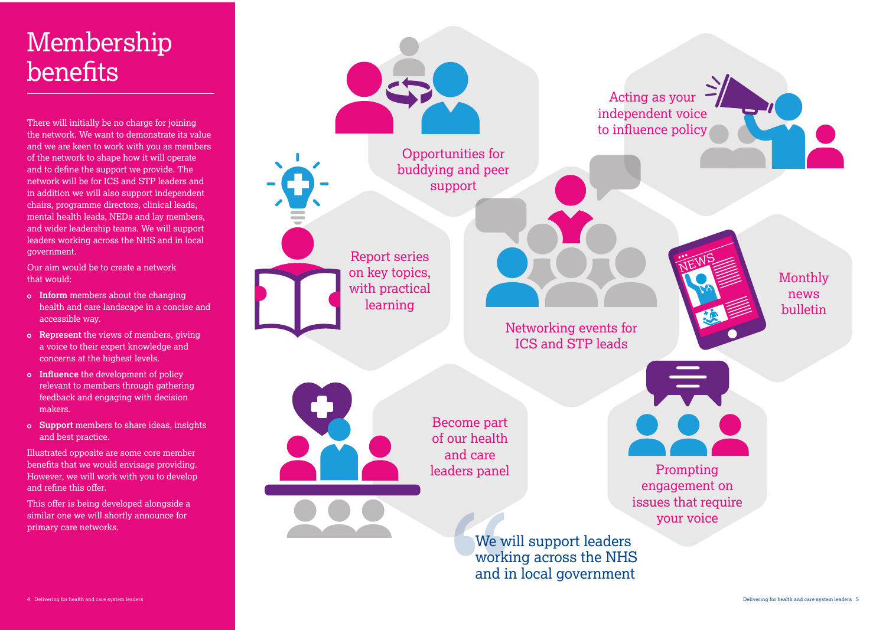# Membership benefits

There will initially be no charge for joining the network. We want to demonstrate its value and we are keen to work with you as members of the network to shape how it will operate and to define the support we provide. The network will be for ICS and STP leaders and in addition we will also support independent chairs, programme directors, clinical leads, mental health leads, NEDs and lay members, and wider leadership teams. We will support leaders working across the NHS and in local government.

Our aim would be to create a network that would:

- **Inform** members about the changing health and care landscape in a concise and accessible way.
- **Represent** the views of members, giving a voice to their expert knowledge and concerns at the highest levels.
- **Influence** the development of policy relevant to members through gathering feedback and engaging with decision makers.
- **Support** members to share ideas, insights and best practice.

Illustrated opposite are some core member benefits that we would envisage providing. However, we will work with you to develop and refine this offer.

This offer is being developed alongside a similar one we will shortly announce for primary care networks.

Opportunities for buddying and peer support

Acting as your independent voice to influence policy

Report series on key topics, with practical learning

Networking events for ICS and STP leads

Monthly news bulletin

Become part of our health and care leaders panel

Prompting engagement on issues that require your voice

> We will support leaders working across the NHS and in local government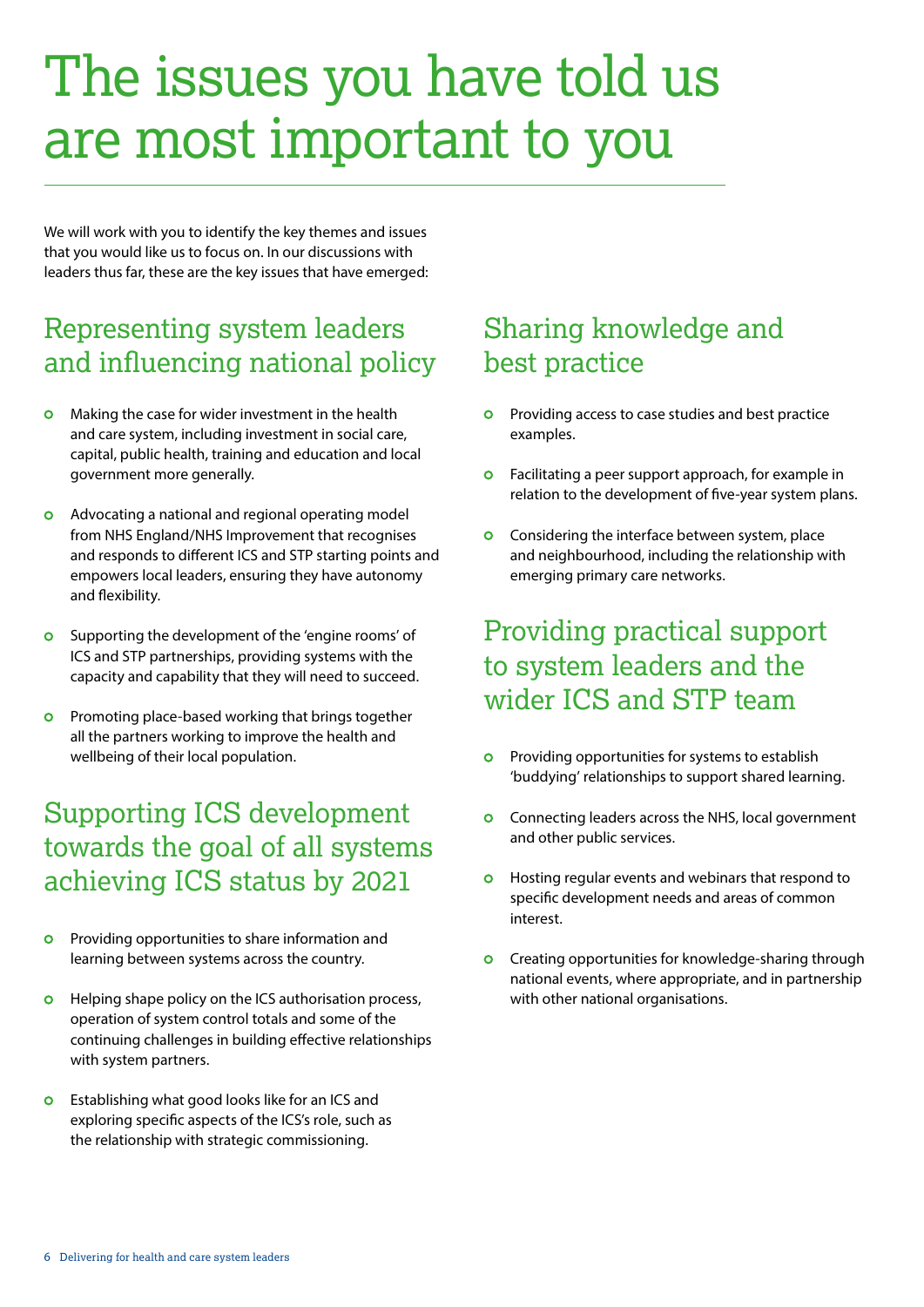# The issues you have told us are most important to you

We will work with you to identify the key themes and issues that you would like us to focus on. In our discussions with leaders thus far, these are the key issues that have emerged:

## Representing system leaders and influencing national policy

- Making the case for wider investment in the health and care system, including investment in social care, capital, public health, training and education and local government more generally.
- Advocating a national and regional operating model from NHS England/NHS Improvement that recognises and responds to different ICS and STP starting points and empowers local leaders, ensuring they have autonomy and flexibility.
- Supporting the development of the 'engine rooms' of ICS and STP partnerships, providing systems with the capacity and capability that they will need to succeed.
- Promoting place-based working that brings together all the partners working to improve the health and wellbeing of their local population.

## Supporting ICS development towards the goal of all systems achieving ICS status by 2021

- Providing opportunities to share information and learning between systems across the country.
- Helping shape policy on the ICS authorisation process, operation of system control totals and some of the continuing challenges in building effective relationships with system partners.
- Establishing what good looks like for an ICS and exploring specific aspects of the ICS's role, such as the relationship with strategic commissioning.

## Sharing knowledge and best practice

- Providing access to case studies and best practice examples.
- Facilitating a peer support approach, for example in relation to the development of five-year system plans.
- Considering the interface between system, place and neighbourhood, including the relationship with emerging primary care networks.

## Providing practical support to system leaders and the wider ICS and STP team

- Providing opportunities for systems to establish 'buddying' relationships to support shared learning.
- Connecting leaders across the NHS, local government and other public services.
- Hosting regular events and webinars that respond to specific development needs and areas of common interest.
- Creating opportunities for knowledge-sharing through national events, where appropriate, and in partnership with other national organisations.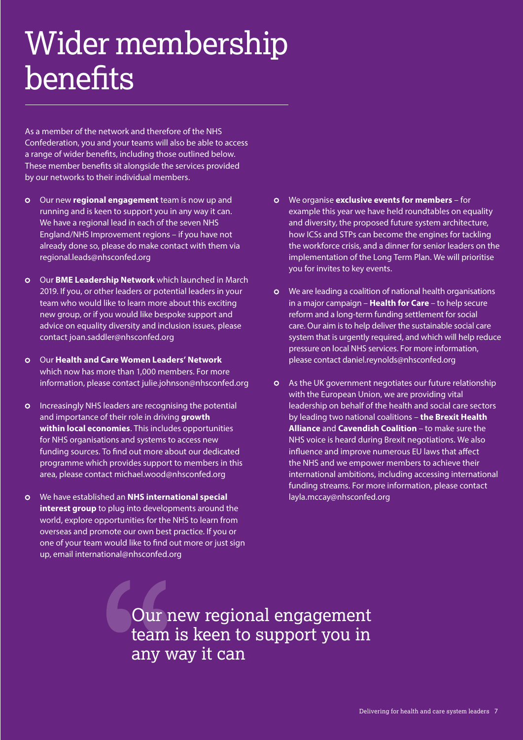# Wider membership benefits

As a member of the network and therefore of the NHS Confederation, you and your teams will also be able to access a range of wider benefits, including those outlined below. These member benefits sit alongside the services provided by our networks to their individual members.

- Our new **regional engagement** team is now up and running and is keen to support you in any way it can. We have a regional lead in each of the seven NHS England/NHS Improvement regions – if you have not already done so, please do make contact with them via regional.leads@nhsconfed.org
- Our **BME Leadership Network** which launched in March 2019. If you, or other leaders or potential leaders in your team who would like to learn more about this exciting new group, or if you would like bespoke support and advice on equality diversity and inclusion issues, please contact joan.saddler@nhsconfed.org
- Our **Health and Care Women Leaders' Network** which now has more than 1,000 members. For more information, please contact julie.johnson@nhsconfed.org
- Increasingly NHS leaders are recognising the potential and importance of their role in driving **growth within local economies**. This includes opportunities for NHS organisations and systems to access new funding sources. To find out more about our dedicated programme which provides support to members in this area, please contact michael.wood@nhsconfed.org
- We have established an **NHS international special interest group** to plug into developments around the world, explore opportunities for the NHS to learn from overseas and promote our own best practice. If you or one of your team would like to find out more or just sign up, email international@nhsconfed.org
- We organise **exclusive events for members** – for example this year we have held roundtables on equality and diversity, the proposed future system architecture, how ICSs and STPs can become the engines for tackling the workforce crisis, and a dinner for senior leaders on the implementation of the Long Term Plan. We will prioritise you for invites to key events.
- We are leading a coalition of national health organisations in a major campaign – **Health for Care** – to help secure reform and a long-term funding settlement for social care. Our aim is to help deliver the sustainable social care system that is urgently required, and which will help reduce pressure on local NHS services. For more information, please contact daniel.reynolds@nhsconfed.org
- As the UK government negotiates our future relationship with the European Union, we are providing vital leadership on behalf of the health and social care sectors by leading two national coalitions – **the Brexit Health Alliance** and **Cavendish Coalition** – to make sure the NHS voice is heard during Brexit negotiations. We also influence and improve numerous EU laws that affect the NHS and we empower members to achieve their international ambitions, including accessing international funding streams. For more information, please contact layla.mccay@nhsconfed.org

> Our new regional engagement team is keen to support you in any way it can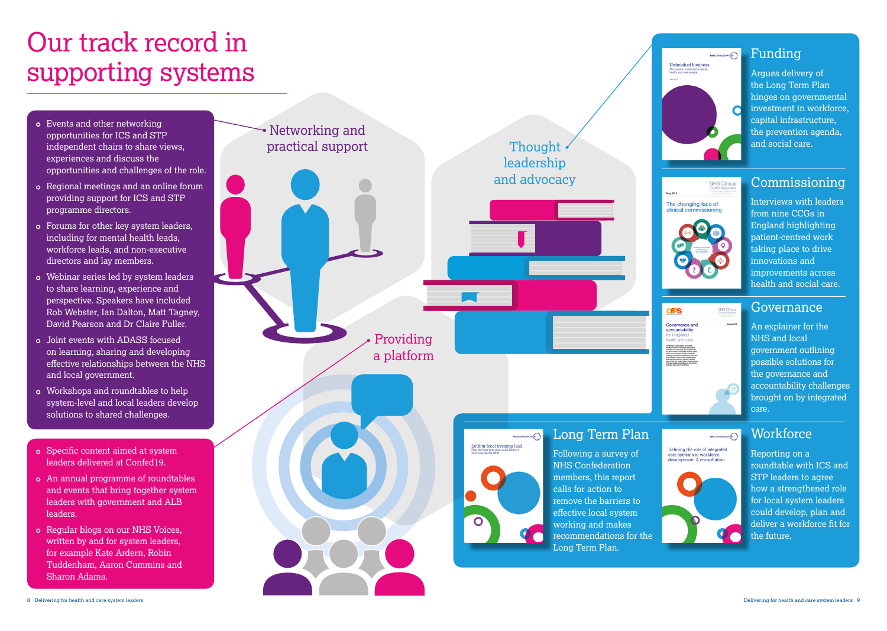# Our track record in supporting systems

## Networking and practical support

- Events and other networking opportunities for ICS and STP independent chairs to share views, experiences and discuss the opportunities and challenges of the role.
- Regional meetings and an online forum providing support for ICS and STP programme directors.
- Forums for other key system leaders, including for mental health leads, workforce leads, and non-executive directors and lay members.
- Webinar series led by system leaders to share learning, experience and perspective. Speakers have included Rob Webster, Ian Dalton, Matt Tagney, David Pearson and Dr Claire Fuller.
- Joint events with ADASS focused on learning, sharing and developing effective relationships between the NHS and local government.
- Workshops and roundtables to help system-level and local leaders develop solutions to shared challenges.

## Providing a platform

- Specific content aimed at system leaders delivered at Confed19.
- An annual programme of roundtables and events that bring together system leaders with government and ALB leaders.
- Regular blogs on our NHS Voices, written by and for system leaders, for example Kate Ardern, Robin Tuddenham, Aaron Cummins and Sharon Adams.

## Thought leadership and advocacy

### Funding

Argues delivery of the Long Term Plan hinges on governmental investment in workforce, capital infrastructure, the prevention agenda, and social care.

### Commissioning

Interviews with leaders from nine CCGs in England highlighting patient-centred work taking place to drive innovations and improvements across health and social care.

### Governance

An explainer for the NHS and local government outlining possible solutions for the governance and accountability challenges brought on by integrated care.

### Long Term Plan

Following a survey of NHS Confederation members, this report calls for action to remove the barriers to effective local system working and makes recommendations for the Long Term Plan.

### Workforce

Reporting on a roundtable with ICS and STP leaders to agree how a strengthened role for local system leaders could develop, plan and deliver a workforce fit for the future.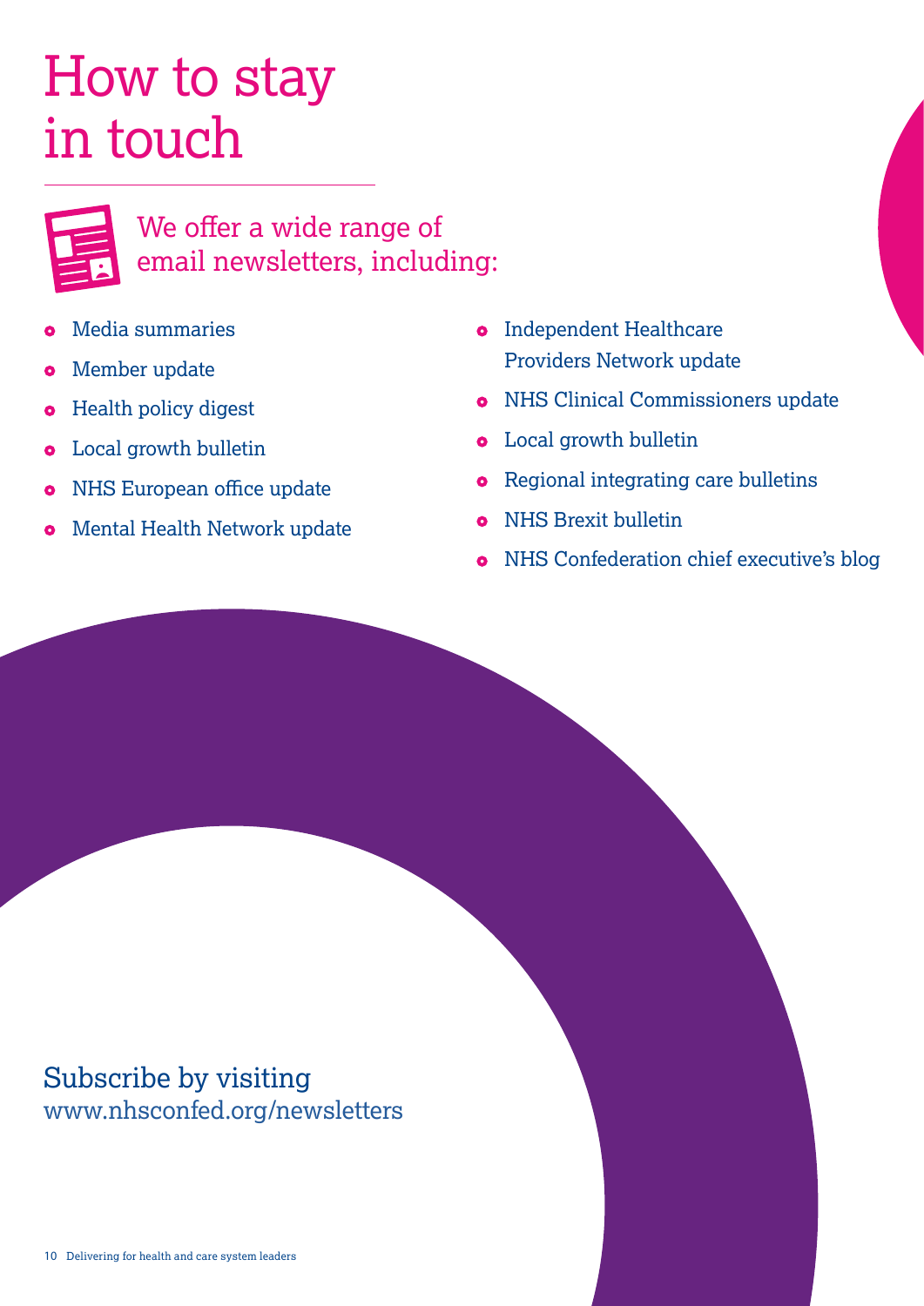# How to stay in touch

## We offer a wide range of email newsletters, including:

- Media summaries
- Member update
- Health policy digest
- Local growth bulletin
- NHS European office update
- Mental Health Network update
- Independent Healthcare Providers Network update
- NHS Clinical Commissioners update
- Local growth bulletin
- Regional integrating care bulletins
- NHS Brexit bulletin
- NHS Confederation chief executive's blog

Subscribe by visiting
www.nhsconfed.org/newsletters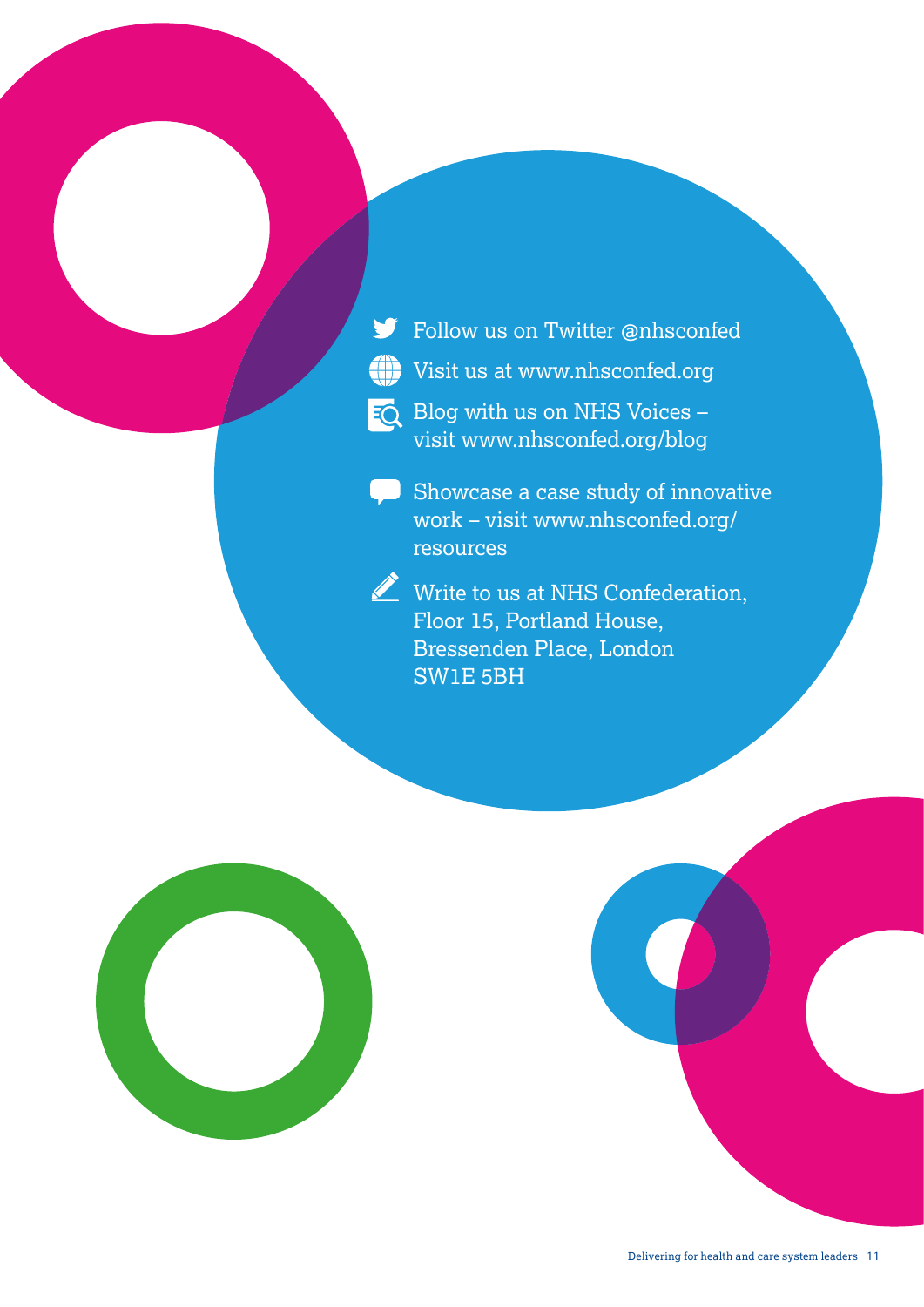- Follow us on Twitter @nhsconfed
- Visit us at www.nhsconfed.org
- Blog with us on NHS Voices – visit www.nhsconfed.org/blog
- Showcase a case study of innovative work – visit www.nhsconfed.org/resources
- Write to us at NHS Confederation, Floor 15, Portland House, Bressenden Place, London SW1E 5BH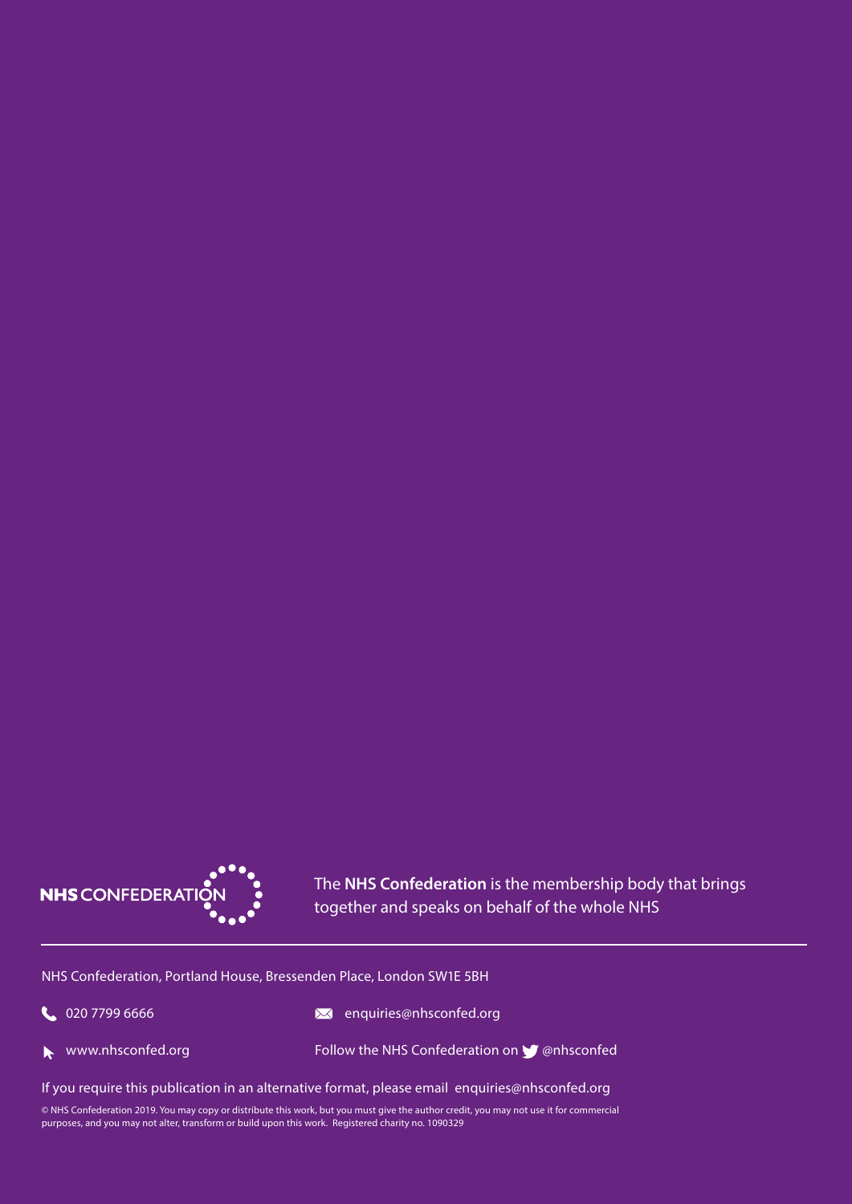NHS CONFEDERATION

The **NHS Confederation** is the membership body that brings together and speaks on behalf of the whole NHS

NHS Confederation, Portland House, Bressenden Place, London SW1E 5BH

020 7799 6666

enquiries@nhsconfed.org

www.nhsconfed.org

Follow the NHS Confederation on @nhsconfed

If you require this publication in an alternative format, please email enquiries@nhsconfed.org

© NHS Confederation 2019. You may copy or distribute this work, but you must give the author credit, you may not use it for commercial purposes, and you may not alter, transform or build upon this work. Registered charity no. 1090329